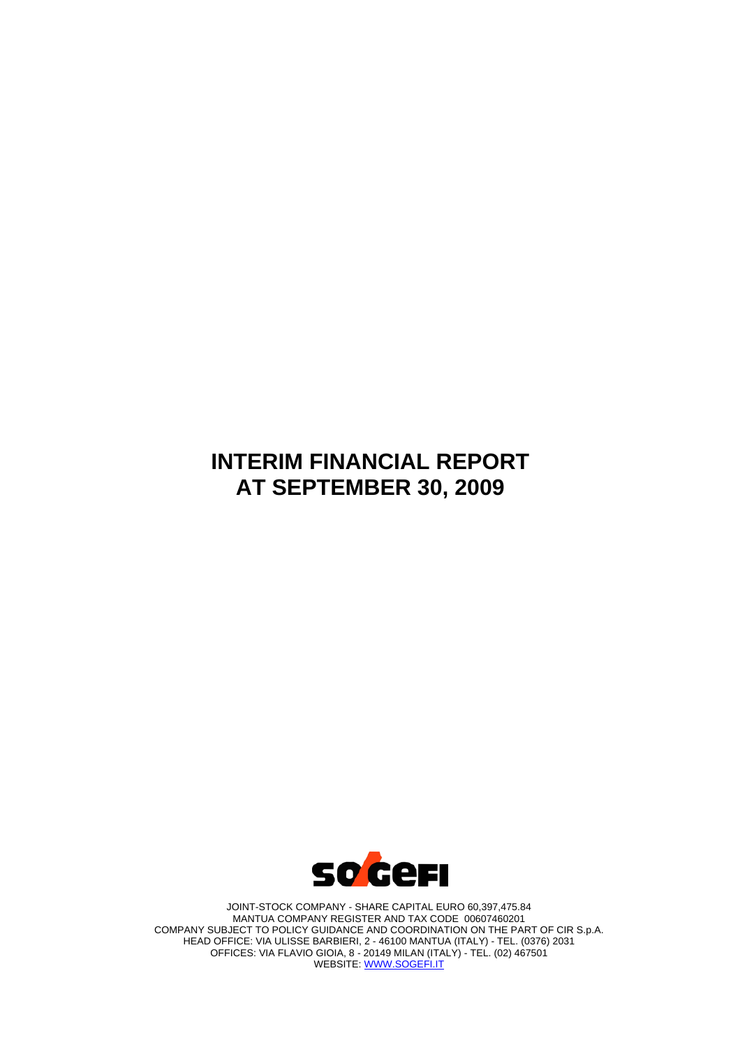# INTERIM FINANCIAL REPORT AT SEPTEMBER 30, 2009

JOINT-STOCK COMPANY - SHARE CAPITAL EURO 60,397,475.84
MANTUA COMPANY REGISTER AND TAX CODE 00607460201
COMPANY SUBJECT TO POLICY GUIDANCE AND COORDINATION ON THE PART OF CIR S.p.A.
HEAD OFFICE: VIA ULISSE BARBIERI, 2 - 46100 MANTUA (ITALY) - TEL. (0376) 2031
OFFICES: VIA FLAVIO GIOIA, 8 - 20149 MILAN (ITALY) - TEL. (02) 467501
WEBSITE: WWW.SOGEFI.IT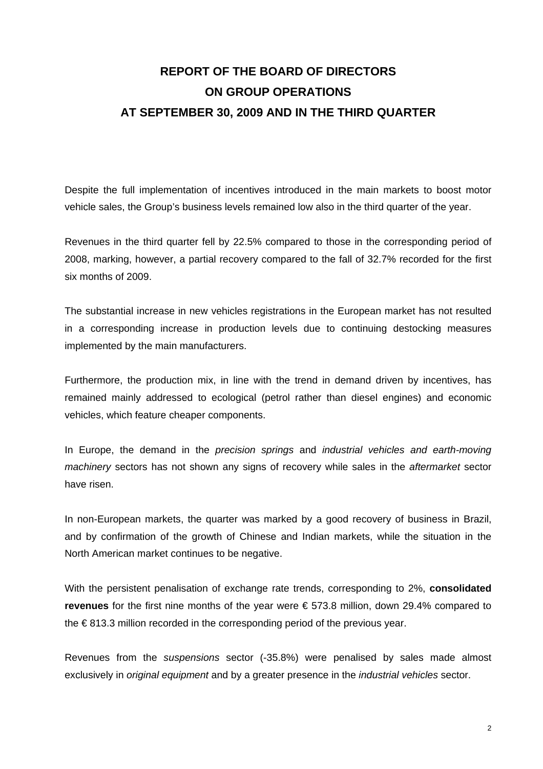# REPORT OF THE BOARD OF DIRECTORS ON GROUP OPERATIONS AT SEPTEMBER 30, 2009 AND IN THE THIRD QUARTER

Despite the full implementation of incentives introduced in the main markets to boost motor vehicle sales, the Group's business levels remained low also in the third quarter of the year.

Revenues in the third quarter fell by 22.5% compared to those in the corresponding period of 2008, marking, however, a partial recovery compared to the fall of 32.7% recorded for the first six months of 2009.

The substantial increase in new vehicles registrations in the European market has not resulted in a corresponding increase in production levels due to continuing destocking measures implemented by the main manufacturers.

Furthermore, the production mix, in line with the trend in demand driven by incentives, has remained mainly addressed to ecological (petrol rather than diesel engines) and economic vehicles, which feature cheaper components.

In Europe, the demand in the *precision springs* and *industrial vehicles and earth-moving machinery* sectors has not shown any signs of recovery while sales in the *aftermarket* sector have risen.

In non-European markets, the quarter was marked by a good recovery of business in Brazil, and by confirmation of the growth of Chinese and Indian markets, while the situation in the North American market continues to be negative.

With the persistent penalisation of exchange rate trends, corresponding to 2%, **consolidated revenues** for the first nine months of the year were € 573.8 million, down 29.4% compared to the € 813.3 million recorded in the corresponding period of the previous year.

Revenues from the *suspensions* sector (-35.8%) were penalised by sales made almost exclusively in *original equipment* and by a greater presence in the *industrial vehicles* sector.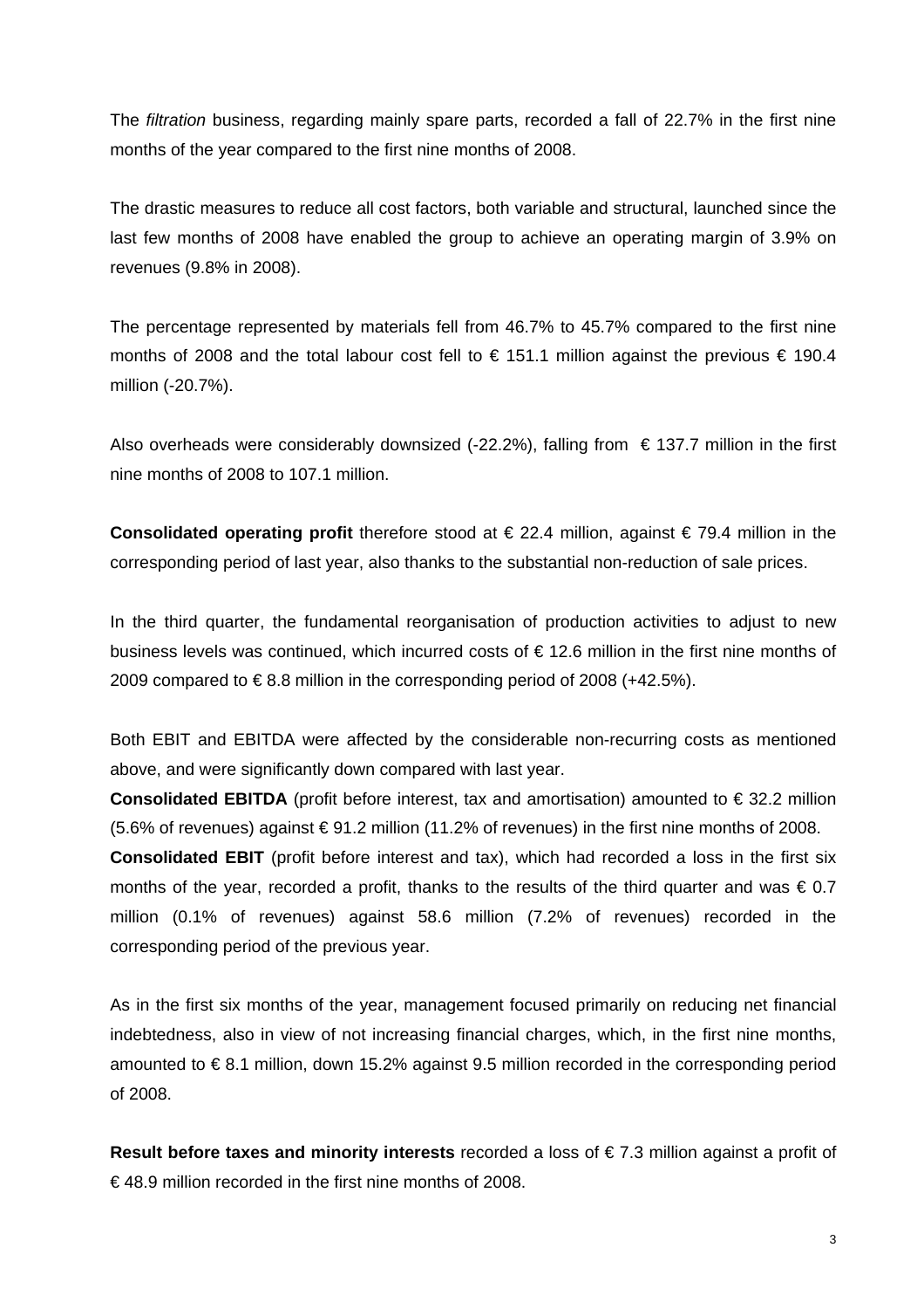The *filtration* business, regarding mainly spare parts, recorded a fall of 22.7% in the first nine months of the year compared to the first nine months of 2008.

The drastic measures to reduce all cost factors, both variable and structural, launched since the last few months of 2008 have enabled the group to achieve an operating margin of 3.9% on revenues (9.8% in 2008).

The percentage represented by materials fell from 46.7% to 45.7% compared to the first nine months of 2008 and the total labour cost fell to € 151.1 million against the previous € 190.4 million (-20.7%).

Also overheads were considerably downsized (-22.2%), falling from € 137.7 million in the first nine months of 2008 to 107.1 million.

**Consolidated operating profit** therefore stood at € 22.4 million, against € 79.4 million in the corresponding period of last year, also thanks to the substantial non-reduction of sale prices.

In the third quarter, the fundamental reorganisation of production activities to adjust to new business levels was continued, which incurred costs of € 12.6 million in the first nine months of 2009 compared to € 8.8 million in the corresponding period of 2008 (+42.5%).

Both EBIT and EBITDA were affected by the considerable non-recurring costs as mentioned above, and were significantly down compared with last year.

**Consolidated EBITDA** (profit before interest, tax and amortisation) amounted to € 32.2 million (5.6% of revenues) against € 91.2 million (11.2% of revenues) in the first nine months of 2008.

**Consolidated EBIT** (profit before interest and tax), which had recorded a loss in the first six months of the year, recorded a profit, thanks to the results of the third quarter and was € 0.7 million (0.1% of revenues) against 58.6 million (7.2% of revenues) recorded in the corresponding period of the previous year.

As in the first six months of the year, management focused primarily on reducing net financial indebtedness, also in view of not increasing financial charges, which, in the first nine months, amounted to € 8.1 million, down 15.2% against 9.5 million recorded in the corresponding period of 2008.

**Result before taxes and minority interests** recorded a loss of € 7.3 million against a profit of € 48.9 million recorded in the first nine months of 2008.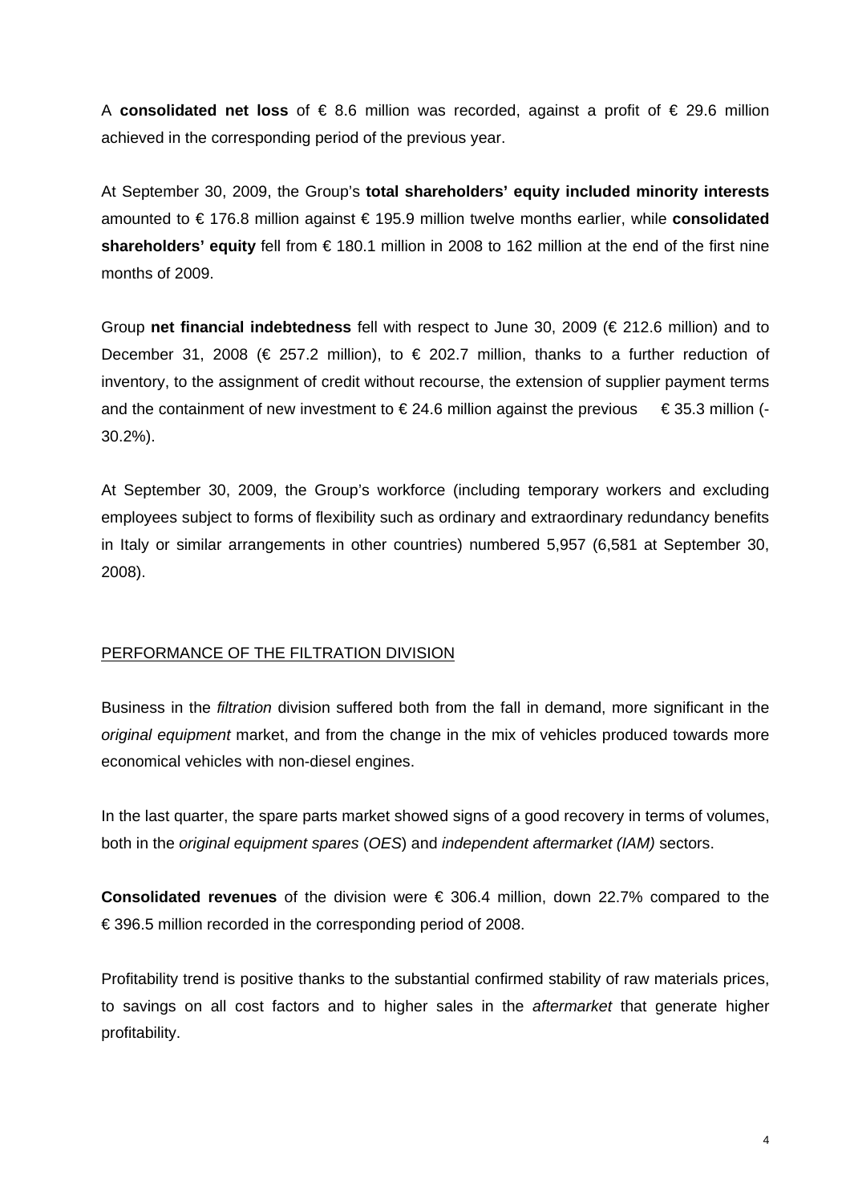A **consolidated net loss** of € 8.6 million was recorded, against a profit of € 29.6 million achieved in the corresponding period of the previous year.

At September 30, 2009, the Group's **total shareholders' equity included minority interests** amounted to € 176.8 million against € 195.9 million twelve months earlier, while **consolidated shareholders' equity** fell from € 180.1 million in 2008 to 162 million at the end of the first nine months of 2009.

Group **net financial indebtedness** fell with respect to June 30, 2009 (€ 212.6 million) and to December 31, 2008 (€ 257.2 million), to € 202.7 million, thanks to a further reduction of inventory, to the assignment of credit without recourse, the extension of supplier payment terms and the containment of new investment to € 24.6 million against the previous € 35.3 million (-30.2%).

At September 30, 2009, the Group's workforce (including temporary workers and excluding employees subject to forms of flexibility such as ordinary and extraordinary redundancy benefits in Italy or similar arrangements in other countries) numbered 5,957 (6,581 at September 30, 2008).

## PERFORMANCE OF THE FILTRATION DIVISION

Business in the *filtration* division suffered both from the fall in demand, more significant in the *original equipment* market, and from the change in the mix of vehicles produced towards more economical vehicles with non-diesel engines.

In the last quarter, the spare parts market showed signs of a good recovery in terms of volumes, both in the *original equipment spares* (*OES*) and *independent aftermarket (IAM)* sectors.

**Consolidated revenues** of the division were € 306.4 million, down 22.7% compared to the € 396.5 million recorded in the corresponding period of 2008.

Profitability trend is positive thanks to the substantial confirmed stability of raw materials prices, to savings on all cost factors and to higher sales in the *aftermarket* that generate higher profitability.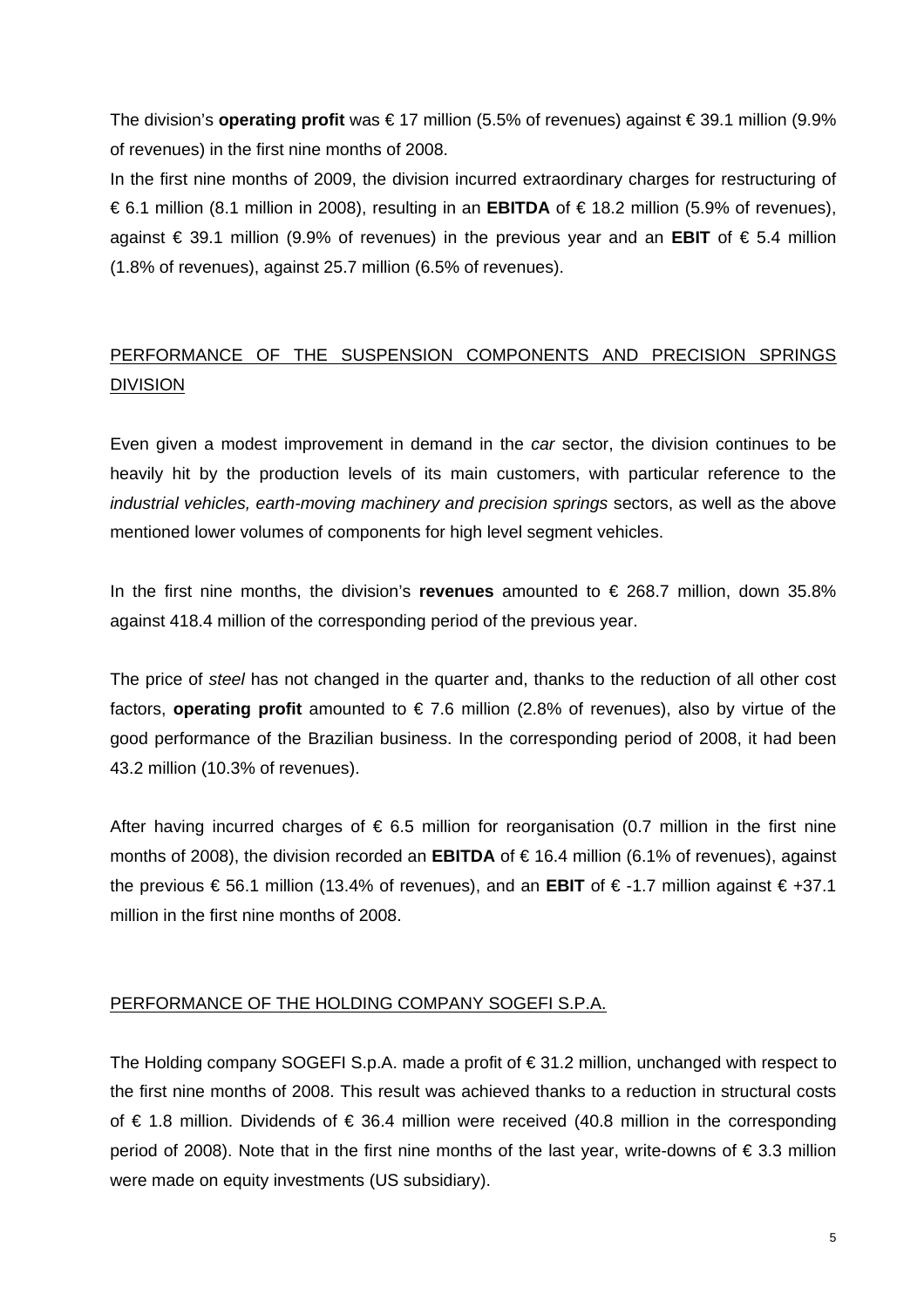The division's **operating profit** was € 17 million (5.5% of revenues) against € 39.1 million (9.9% of revenues) in the first nine months of 2008.

In the first nine months of 2009, the division incurred extraordinary charges for restructuring of € 6.1 million (8.1 million in 2008), resulting in an **EBITDA** of € 18.2 million (5.9% of revenues), against € 39.1 million (9.9% of revenues) in the previous year and an **EBIT** of € 5.4 million (1.8% of revenues), against 25.7 million (6.5% of revenues).

## PERFORMANCE OF THE SUSPENSION COMPONENTS AND PRECISION SPRINGS DIVISION

Even given a modest improvement in demand in the *car* sector, the division continues to be heavily hit by the production levels of its main customers, with particular reference to the *industrial vehicles, earth-moving machinery and precision springs* sectors, as well as the above mentioned lower volumes of components for high level segment vehicles.

In the first nine months, the division's **revenues** amounted to € 268.7 million, down 35.8% against 418.4 million of the corresponding period of the previous year.

The price of *steel* has not changed in the quarter and, thanks to the reduction of all other cost factors, **operating profit** amounted to € 7.6 million (2.8% of revenues), also by virtue of the good performance of the Brazilian business. In the corresponding period of 2008, it had been 43.2 million (10.3% of revenues).

After having incurred charges of € 6.5 million for reorganisation (0.7 million in the first nine months of 2008), the division recorded an **EBITDA** of € 16.4 million (6.1% of revenues), against the previous € 56.1 million (13.4% of revenues), and an **EBIT** of € -1.7 million against € +37.1 million in the first nine months of 2008.

## PERFORMANCE OF THE HOLDING COMPANY SOGEFI S.P.A.

The Holding company SOGEFI S.p.A. made a profit of € 31.2 million, unchanged with respect to the first nine months of 2008. This result was achieved thanks to a reduction in structural costs of € 1.8 million. Dividends of € 36.4 million were received (40.8 million in the corresponding period of 2008). Note that in the first nine months of the last year, write-downs of € 3.3 million were made on equity investments (US subsidiary).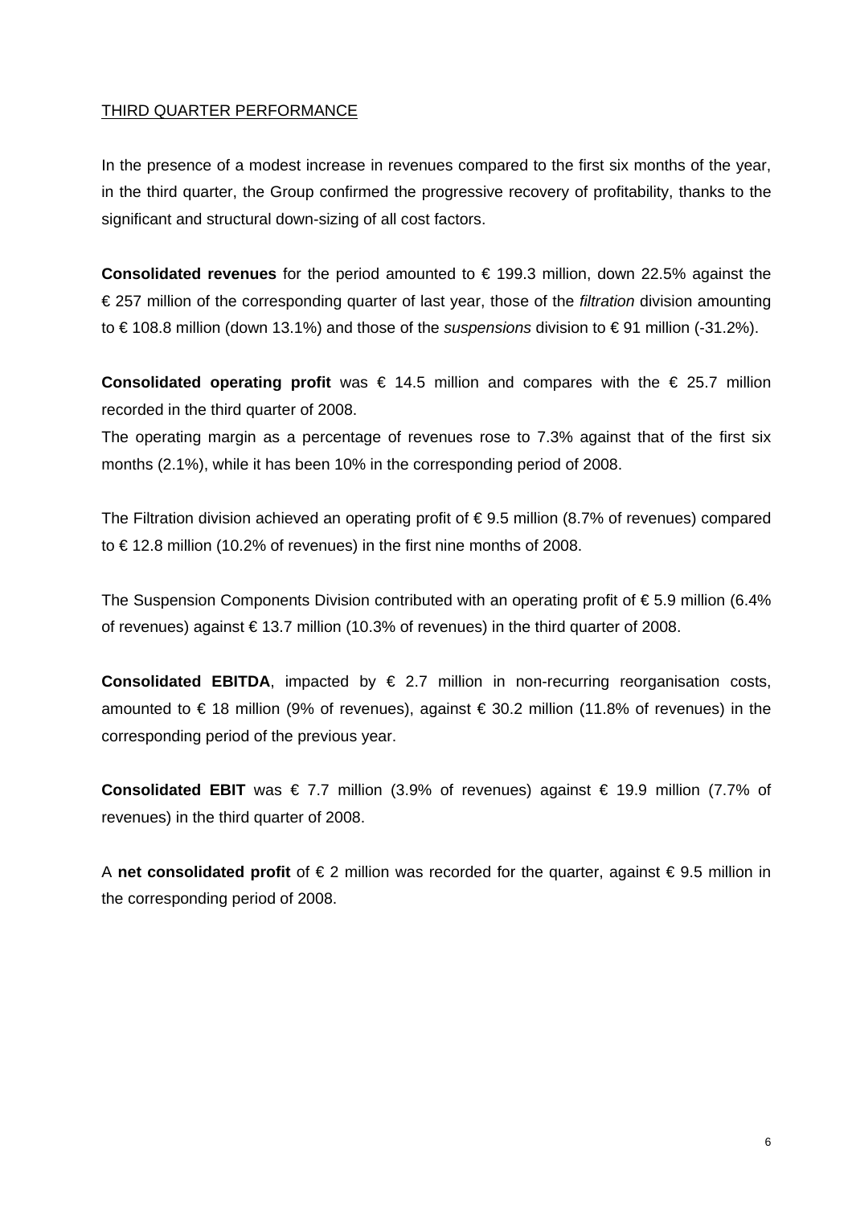## THIRD QUARTER PERFORMANCE

In the presence of a modest increase in revenues compared to the first six months of the year, in the third quarter, the Group confirmed the progressive recovery of profitability, thanks to the significant and structural down-sizing of all cost factors.

**Consolidated revenues** for the period amounted to € 199.3 million, down 22.5% against the € 257 million of the corresponding quarter of last year, those of the *filtration* division amounting to € 108.8 million (down 13.1%) and those of the *suspensions* division to € 91 million (-31.2%).

**Consolidated operating profit** was € 14.5 million and compares with the € 25.7 million recorded in the third quarter of 2008.

The operating margin as a percentage of revenues rose to 7.3% against that of the first six months (2.1%), while it has been 10% in the corresponding period of 2008.

The Filtration division achieved an operating profit of € 9.5 million (8.7% of revenues) compared to € 12.8 million (10.2% of revenues) in the first nine months of 2008.

The Suspension Components Division contributed with an operating profit of € 5.9 million (6.4% of revenues) against € 13.7 million (10.3% of revenues) in the third quarter of 2008.

**Consolidated EBITDA**, impacted by € 2.7 million in non-recurring reorganisation costs, amounted to € 18 million (9% of revenues), against € 30.2 million (11.8% of revenues) in the corresponding period of the previous year.

**Consolidated EBIT** was € 7.7 million (3.9% of revenues) against € 19.9 million (7.7% of revenues) in the third quarter of 2008.

A **net consolidated profit** of € 2 million was recorded for the quarter, against € 9.5 million in the corresponding period of 2008.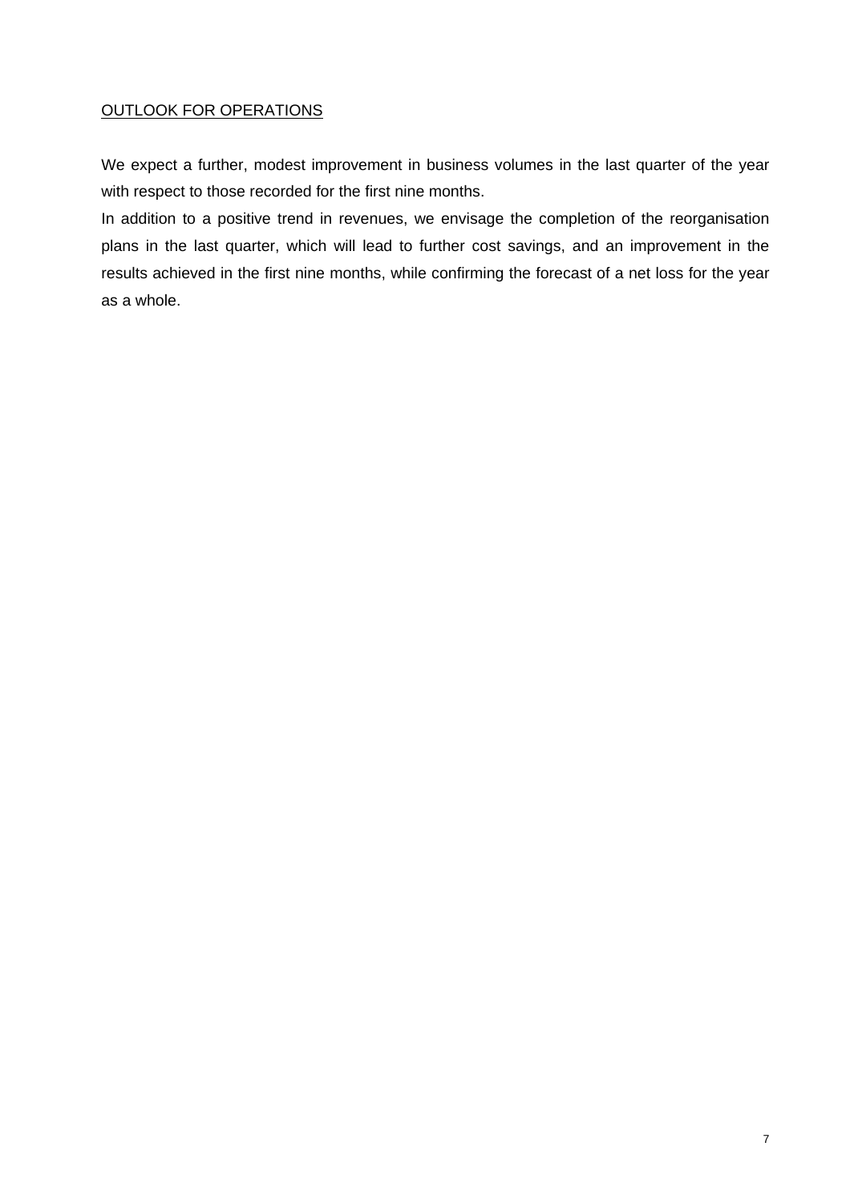## OUTLOOK FOR OPERATIONS

We expect a further, modest improvement in business volumes in the last quarter of the year with respect to those recorded for the first nine months.

In addition to a positive trend in revenues, we envisage the completion of the reorganisation plans in the last quarter, which will lead to further cost savings, and an improvement in the results achieved in the first nine months, while confirming the forecast of a net loss for the year as a whole.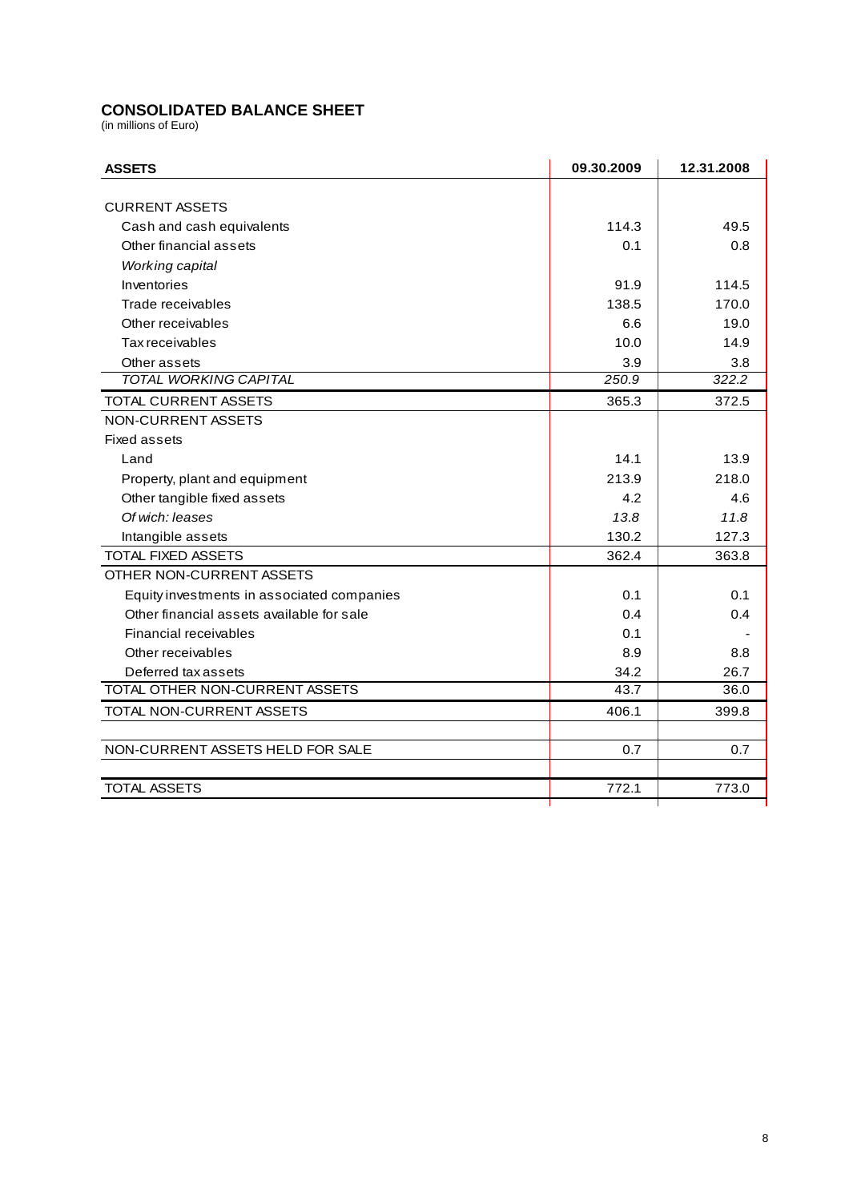## CONSOLIDATED BALANCE SHEET

(in millions of Euro)

| ASSETS | 09.30.2009 | 12.31.2008 |
|---|---|---|
| CURRENT ASSETS | | |
| Cash and cash equivalents | 114.3 | 49.5 |
| Other financial assets | 0.1 | 0.8 |
| *Working capital* | | |
| Inventories | 91.9 | 114.5 |
| Trade receivables | 138.5 | 170.0 |
| Other receivables | 6.6 | 19.0 |
| Tax receivables | 10.0 | 14.9 |
| Other assets | 3.9 | 3.8 |
| *TOTAL WORKING CAPITAL* | *250.9* | *322.2* |
| TOTAL CURRENT ASSETS | 365.3 | 372.5 |
| NON-CURRENT ASSETS | | |
| Fixed assets | | |
| Land | 14.1 | 13.9 |
| Property, plant and equipment | 213.9 | 218.0 |
| Other tangible fixed assets | 4.2 | 4.6 |
| *Of wich: leases* | *13.8* | *11.8* |
| Intangible assets | 130.2 | 127.3 |
| TOTAL FIXED ASSETS | 362.4 | 363.8 |
| OTHER NON-CURRENT ASSETS | | |
| Equity investments in associated companies | 0.1 | 0.1 |
| Other financial assets available for sale | 0.4 | 0.4 |
| Financial receivables | 0.1 | - |
| Other receivables | 8.9 | 8.8 |
| Deferred tax assets | 34.2 | 26.7 |
| TOTAL OTHER NON-CURRENT ASSETS | 43.7 | 36.0 |
| TOTAL NON-CURRENT ASSETS | 406.1 | 399.8 |
| NON-CURRENT ASSETS HELD FOR SALE | 0.7 | 0.7 |
| TOTAL ASSETS | 772.1 | 773.0 |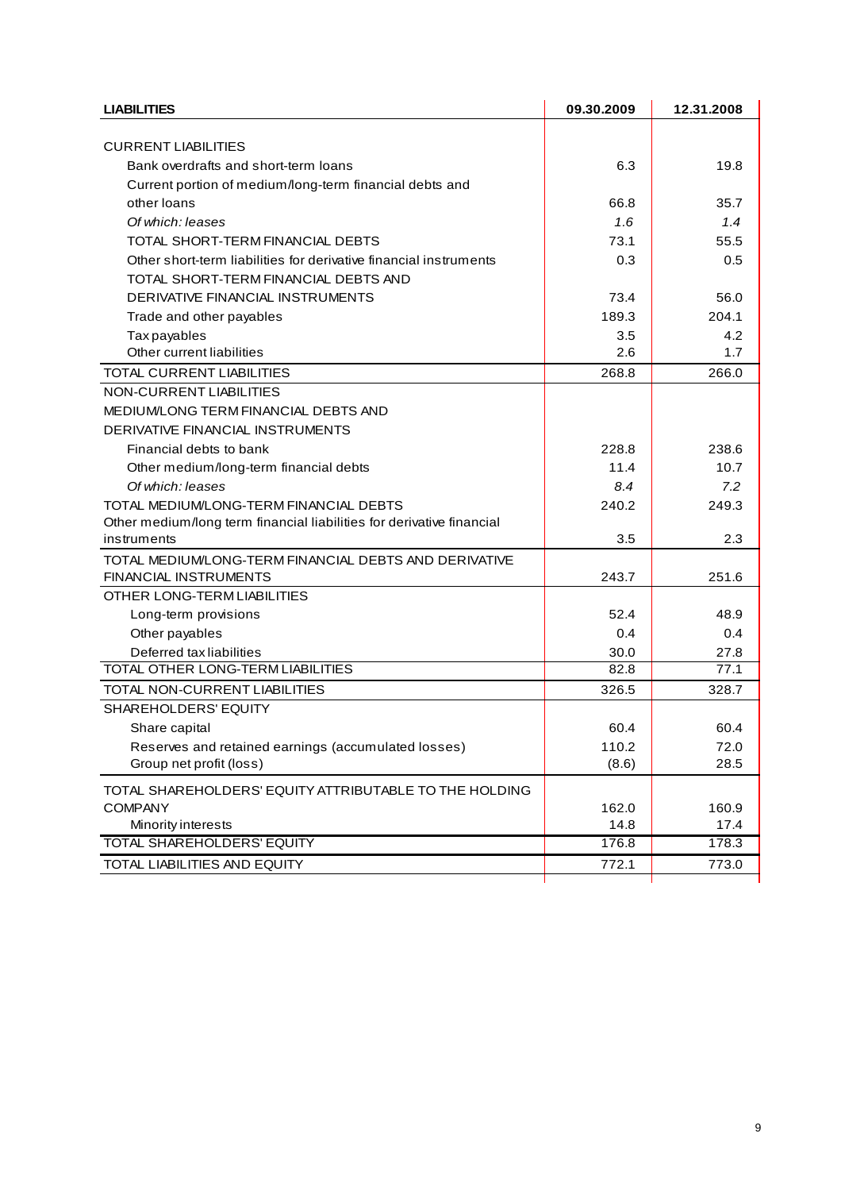| **LIABILITIES** | **09.30.2009** | **12.31.2008** |
|---|---|---|
| CURRENT LIABILITIES | | |
| Bank overdrafts and short-term loans | 6.3 | 19.8 |
| Current portion of medium/long-term financial debts and other loans | 66.8 | 35.7 |
| *Of which: leases* | *1.6* | *1.4* |
| TOTAL SHORT-TERM FINANCIAL DEBTS | 73.1 | 55.5 |
| Other short-term liabilities for derivative financial instruments | 0.3 | 0.5 |
| TOTAL SHORT-TERM FINANCIAL DEBTS AND DERIVATIVE FINANCIAL INSTRUMENTS | 73.4 | 56.0 |
| Trade and other payables | 189.3 | 204.1 |
| Tax payables | 3.5 | 4.2 |
| Other current liabilities | 2.6 | 1.7 |
| TOTAL CURRENT LIABILITIES | 268.8 | 266.0 |
| NON-CURRENT LIABILITIES | | |
| MEDIUM/LONG TERM FINANCIAL DEBTS AND DERIVATIVE FINANCIAL INSTRUMENTS | | |
| Financial debts to bank | 228.8 | 238.6 |
| Other medium/long-term financial debts | 11.4 | 10.7 |
| *Of which: leases* | *8.4* | *7.2* |
| TOTAL MEDIUM/LONG-TERM FINANCIAL DEBTS | 240.2 | 249.3 |
| Other medium/long term financial liabilities for derivative financial instruments | 3.5 | 2.3 |
| TOTAL MEDIUM/LONG-TERM FINANCIAL DEBTS AND DERIVATIVE FINANCIAL INSTRUMENTS | 243.7 | 251.6 |
| OTHER LONG-TERM LIABILITIES | | |
| Long-term provisions | 52.4 | 48.9 |
| Other payables | 0.4 | 0.4 |
| Deferred tax liabilities | 30.0 | 27.8 |
| TOTAL OTHER LONG-TERM LIABILITIES | 82.8 | 77.1 |
| TOTAL NON-CURRENT LIABILITIES | 326.5 | 328.7 |
| SHAREHOLDERS' EQUITY | | |
| Share capital | 60.4 | 60.4 |
| Reserves and retained earnings (accumulated losses) | 110.2 | 72.0 |
| Group net profit (loss) | (8.6) | 28.5 |
| TOTAL SHAREHOLDERS' EQUITY ATTRIBUTABLE TO THE HOLDING COMPANY | 162.0 | 160.9 |
| Minority interests | 14.8 | 17.4 |
| TOTAL SHAREHOLDERS' EQUITY | 176.8 | 178.3 |
| TOTAL LIABILITIES AND EQUITY | 772.1 | 773.0 |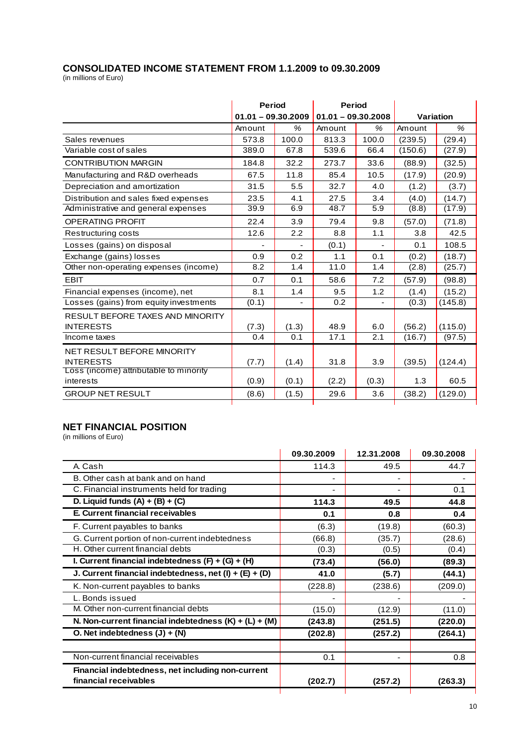## CONSOLIDATED INCOME STATEMENT FROM 1.1.2009 to 09.30.2009

(in millions of Euro)

| | Period 01.01 – 09.30.2009 | | Period 01.01 – 09.30.2008 | | Variation | |
|---|---|---|---|---|---|---|
| | Amount | % | Amount | % | Amount | % |
| Sales revenues | 573.8 | 100.0 | 813.3 | 100.0 | (239.5) | (29.4) |
| Variable cost of sales | 389.0 | 67.8 | 539.6 | 66.4 | (150.6) | (27.9) |
| CONTRIBUTION MARGIN | 184.8 | 32.2 | 273.7 | 33.6 | (88.9) | (32.5) |
| Manufacturing and R&D overheads | 67.5 | 11.8 | 85.4 | 10.5 | (17.9) | (20.9) |
| Depreciation and amortization | 31.5 | 5.5 | 32.7 | 4.0 | (1.2) | (3.7) |
| Distribution and sales fixed expenses | 23.5 | 4.1 | 27.5 | 3.4 | (4.0) | (14.7) |
| Administrative and general expenses | 39.9 | 6.9 | 48.7 | 5.9 | (8.8) | (17.9) |
| OPERATING PROFIT | 22.4 | 3.9 | 79.4 | 9.8 | (57.0) | (71.8) |
| Restructuring costs | 12.6 | 2.2 | 8.8 | 1.1 | 3.8 | 42.5 |
| Losses (gains) on disposal | - | - | (0.1) | - | 0.1 | 108.5 |
| Exchange (gains) losses | 0.9 | 0.2 | 1.1 | 0.1 | (0.2) | (18.7) |
| Other non-operating expenses (income) | 8.2 | 1.4 | 11.0 | 1.4 | (2.8) | (25.7) |
| EBIT | 0.7 | 0.1 | 58.6 | 7.2 | (57.9) | (98.8) |
| Financial expenses (income), net | 8.1 | 1.4 | 9.5 | 1.2 | (1.4) | (15.2) |
| Losses (gains) from equity investments | (0.1) | - | 0.2 | - | (0.3) | (145.8) |
| RESULT BEFORE TAXES AND MINORITY INTERESTS | (7.3) | (1.3) | 48.9 | 6.0 | (56.2) | (115.0) |
| Income taxes | 0.4 | 0.1 | 17.1 | 2.1 | (16.7) | (97.5) |
| NET RESULT BEFORE MINORITY INTERESTS | (7.7) | (1.4) | 31.8 | 3.9 | (39.5) | (124.4) |
| Loss (income) attributable to minority interests | (0.9) | (0.1) | (2.2) | (0.3) | 1.3 | 60.5 |
| GROUP NET RESULT | (8.6) | (1.5) | 29.6 | 3.6 | (38.2) | (129.0) |

## NET FINANCIAL POSITION

(in millions of Euro)

| | 09.30.2009 | 12.31.2008 | 09.30.2008 |
|---|---|---|---|
| A. Cash | 114.3 | 49.5 | 44.7 |
| B. Other cash at bank and on hand | - | - | - |
| C. Financial instruments held for trading | - | - | 0.1 |
| **D. Liquid funds (A) + (B) + (C)** | **114.3** | **49.5** | **44.8** |
| **E. Current financial receivables** | **0.1** | **0.8** | **0.4** |
| F. Current payables to banks | (6.3) | (19.8) | (60.3) |
| G. Current portion of non-current indebtedness | (66.8) | (35.7) | (28.6) |
| H. Other current financial debts | (0.3) | (0.5) | (0.4) |
| **I. Current financial indebtedness (F) + (G) + (H)** | **(73.4)** | **(56.0)** | **(89.3)** |
| **J. Current financial indebtedness, net (I) + (E) + (D)** | **41.0** | **(5.7)** | **(44.1)** |
| K. Non-current payables to banks | (228.8) | (238.6) | (209.0) |
| L. Bonds issued | - | - | - |
| M. Other non-current financial debts | (15.0) | (12.9) | (11.0) |
| **N. Non-current financial indebtedness (K) + (L) + (M)** | **(243.8)** | **(251.5)** | **(220.0)** |
| **O. Net indebtedness (J) + (N)** | **(202.8)** | **(257.2)** | **(264.1)** |
| | | | |
| Non-current financial receivables | 0.1 | - | 0.8 |
| **Financial indebtedness, net including non-current financial receivables** | **(202.7)** | **(257.2)** | **(263.3)** |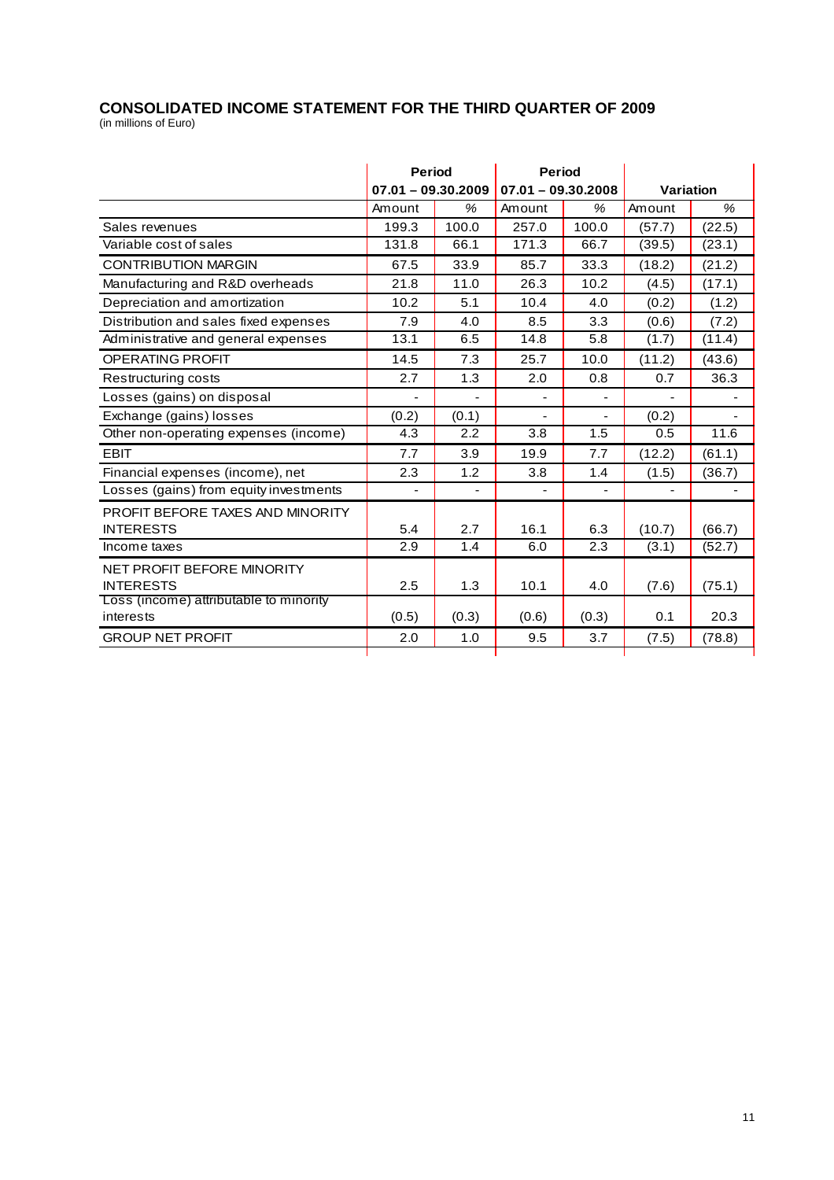## CONSOLIDATED INCOME STATEMENT FOR THE THIRD QUARTER OF 2009

(in millions of Euro)

| | Period 07.01 – 09.30.2009 | | Period 07.01 – 09.30.2008 | | Variation | |
|---|---|---|---|---|---|---|
| | Amount | % | Amount | % | Amount | % |
| Sales revenues | 199.3 | 100.0 | 257.0 | 100.0 | (57.7) | (22.5) |
| Variable cost of sales | 131.8 | 66.1 | 171.3 | 66.7 | (39.5) | (23.1) |
| CONTRIBUTION MARGIN | 67.5 | 33.9 | 85.7 | 33.3 | (18.2) | (21.2) |
| Manufacturing and R&D overheads | 21.8 | 11.0 | 26.3 | 10.2 | (4.5) | (17.1) |
| Depreciation and amortization | 10.2 | 5.1 | 10.4 | 4.0 | (0.2) | (1.2) |
| Distribution and sales fixed expenses | 7.9 | 4.0 | 8.5 | 3.3 | (0.6) | (7.2) |
| Administrative and general expenses | 13.1 | 6.5 | 14.8 | 5.8 | (1.7) | (11.4) |
| OPERATING PROFIT | 14.5 | 7.3 | 25.7 | 10.0 | (11.2) | (43.6) |
| Restructuring costs | 2.7 | 1.3 | 2.0 | 0.8 | 0.7 | 36.3 |
| Losses (gains) on disposal | - | - | - | - | - | - |
| Exchange (gains) losses | (0.2) | (0.1) | - | - | (0.2) | - |
| Other non-operating expenses (income) | 4.3 | 2.2 | 3.8 | 1.5 | 0.5 | 11.6 |
| EBIT | 7.7 | 3.9 | 19.9 | 7.7 | (12.2) | (61.1) |
| Financial expenses (income), net | 2.3 | 1.2 | 3.8 | 1.4 | (1.5) | (36.7) |
| Losses (gains) from equity investments | - | - | - | - | - | - |
| PROFIT BEFORE TAXES AND MINORITY INTERESTS | 5.4 | 2.7 | 16.1 | 6.3 | (10.7) | (66.7) |
| Income taxes | 2.9 | 1.4 | 6.0 | 2.3 | (3.1) | (52.7) |
| NET PROFIT BEFORE MINORITY INTERESTS | 2.5 | 1.3 | 10.1 | 4.0 | (7.6) | (75.1) |
| Loss (income) attributable to minority interests | (0.5) | (0.3) | (0.6) | (0.3) | 0.1 | 20.3 |
| GROUP NET PROFIT | 2.0 | 1.0 | 9.5 | 3.7 | (7.5) | (78.8) |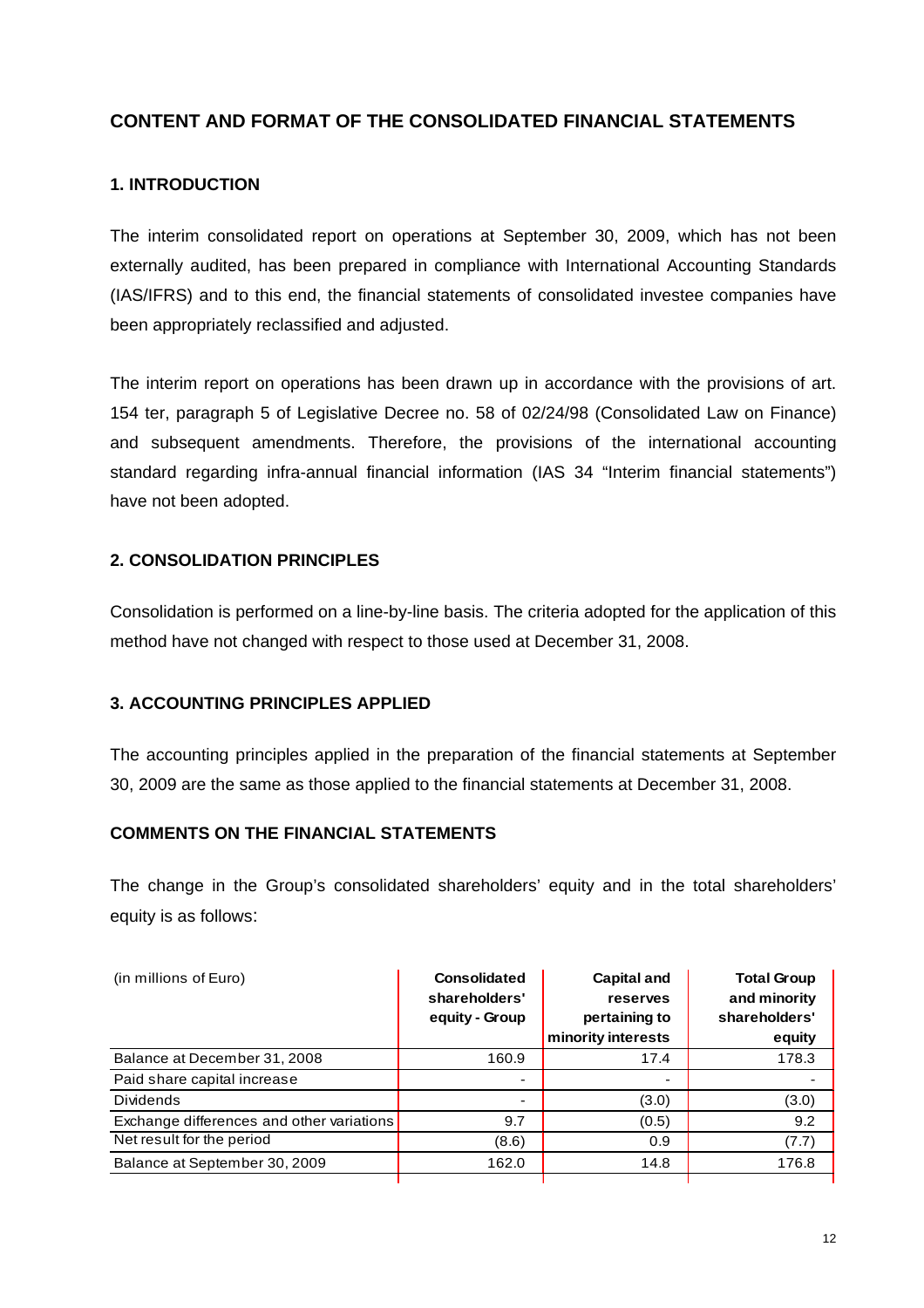## CONTENT AND FORMAT OF THE CONSOLIDATED FINANCIAL STATEMENTS

### 1. INTRODUCTION

The interim consolidated report on operations at September 30, 2009, which has not been externally audited, has been prepared in compliance with International Accounting Standards (IAS/IFRS) and to this end, the financial statements of consolidated investee companies have been appropriately reclassified and adjusted.

The interim report on operations has been drawn up in accordance with the provisions of art. 154 ter, paragraph 5 of Legislative Decree no. 58 of 02/24/98 (Consolidated Law on Finance) and subsequent amendments. Therefore, the provisions of the international accounting standard regarding infra-annual financial information (IAS 34 "Interim financial statements") have not been adopted.

### 2. CONSOLIDATION PRINCIPLES

Consolidation is performed on a line-by-line basis. The criteria adopted for the application of this method have not changed with respect to those used at December 31, 2008.

### 3. ACCOUNTING PRINCIPLES APPLIED

The accounting principles applied in the preparation of the financial statements at September 30, 2009 are the same as those applied to the financial statements at December 31, 2008.

### COMMENTS ON THE FINANCIAL STATEMENTS

The change in the Group's consolidated shareholders' equity and in the total shareholders' equity is as follows:

| (in millions of Euro) | Consolidated shareholders' equity - Group | Capital and reserves pertaining to minority interests | Total Group and minority shareholders' equity |
|---|---|---|---|
| Balance at December 31, 2008 | 160.9 | 17.4 | 178.3 |
| Paid share capital increase | - | - | - |
| Dividends | - | (3.0) | (3.0) |
| Exchange differences and other variations | 9.7 | (0.5) | 9.2 |
| Net result for the period | (8.6) | 0.9 | (7.7) |
| Balance at September 30, 2009 | 162.0 | 14.8 | 176.8 |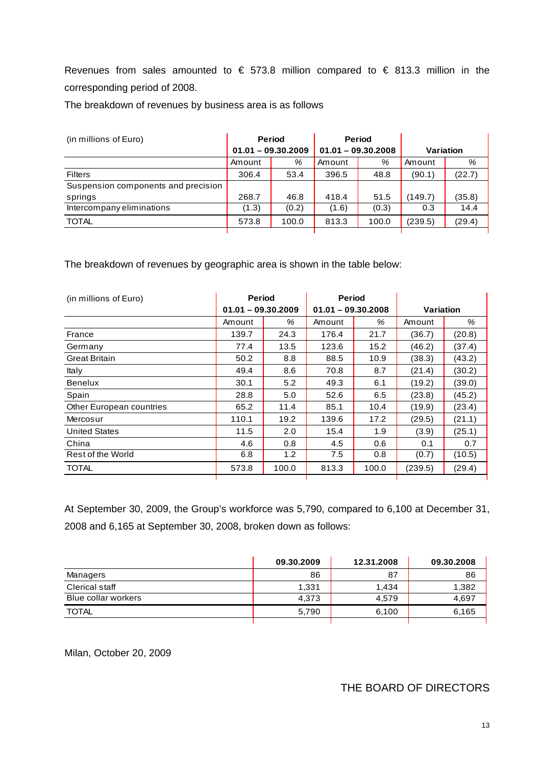Revenues from sales amounted to € 573.8 million compared to € 813.3 million in the corresponding period of 2008.

The breakdown of revenues by business area is as follows

| (in millions of Euro) | Period 01.01 – 09.30.2009 | | Period 01.01 – 09.30.2008 | | Variation | |
|---|---|---|---|---|---|---|
| | Amount | % | Amount | % | Amount | % |
| Filters | 306.4 | 53.4 | 396.5 | 48.8 | (90.1) | (22.7) |
| Suspension components and precision springs | 268.7 | 46.8 | 418.4 | 51.5 | (149.7) | (35.8) |
| Intercompany eliminations | (1.3) | (0.2) | (1.6) | (0.3) | 0.3 | 14.4 |
| TOTAL | 573.8 | 100.0 | 813.3 | 100.0 | (239.5) | (29.4) |

The breakdown of revenues by geographic area is shown in the table below:

| (in millions of Euro) | Period 01.01 – 09.30.2009 | | Period 01.01 – 09.30.2008 | | Variation | |
|---|---|---|---|---|---|---|
| | Amount | % | Amount | % | Amount | % |
| France | 139.7 | 24.3 | 176.4 | 21.7 | (36.7) | (20.8) |
| Germany | 77.4 | 13.5 | 123.6 | 15.2 | (46.2) | (37.4) |
| Great Britain | 50.2 | 8.8 | 88.5 | 10.9 | (38.3) | (43.2) |
| Italy | 49.4 | 8.6 | 70.8 | 8.7 | (21.4) | (30.2) |
| Benelux | 30.1 | 5.2 | 49.3 | 6.1 | (19.2) | (39.0) |
| Spain | 28.8 | 5.0 | 52.6 | 6.5 | (23.8) | (45.2) |
| Other European countries | 65.2 | 11.4 | 85.1 | 10.4 | (19.9) | (23.4) |
| Mercosur | 110.1 | 19.2 | 139.6 | 17.2 | (29.5) | (21.1) |
| United States | 11.5 | 2.0 | 15.4 | 1.9 | (3.9) | (25.1) |
| China | 4.6 | 0.8 | 4.5 | 0.6 | 0.1 | 0.7 |
| Rest of the World | 6.8 | 1.2 | 7.5 | 0.8 | (0.7) | (10.5) |
| TOTAL | 573.8 | 100.0 | 813.3 | 100.0 | (239.5) | (29.4) |

At September 30, 2009, the Group's workforce was 5,790, compared to 6,100 at December 31, 2008 and 6,165 at September 30, 2008, broken down as follows:

| | 09.30.2009 | 12.31.2008 | 09.30.2008 |
|---|---|---|---|
| Managers | 86 | 87 | 86 |
| Clerical staff | 1,331 | 1,434 | 1,382 |
| Blue collar workers | 4,373 | 4,579 | 4,697 |
| TOTAL | 5,790 | 6,100 | 6,165 |

Milan, October 20, 2009

THE BOARD OF DIRECTORS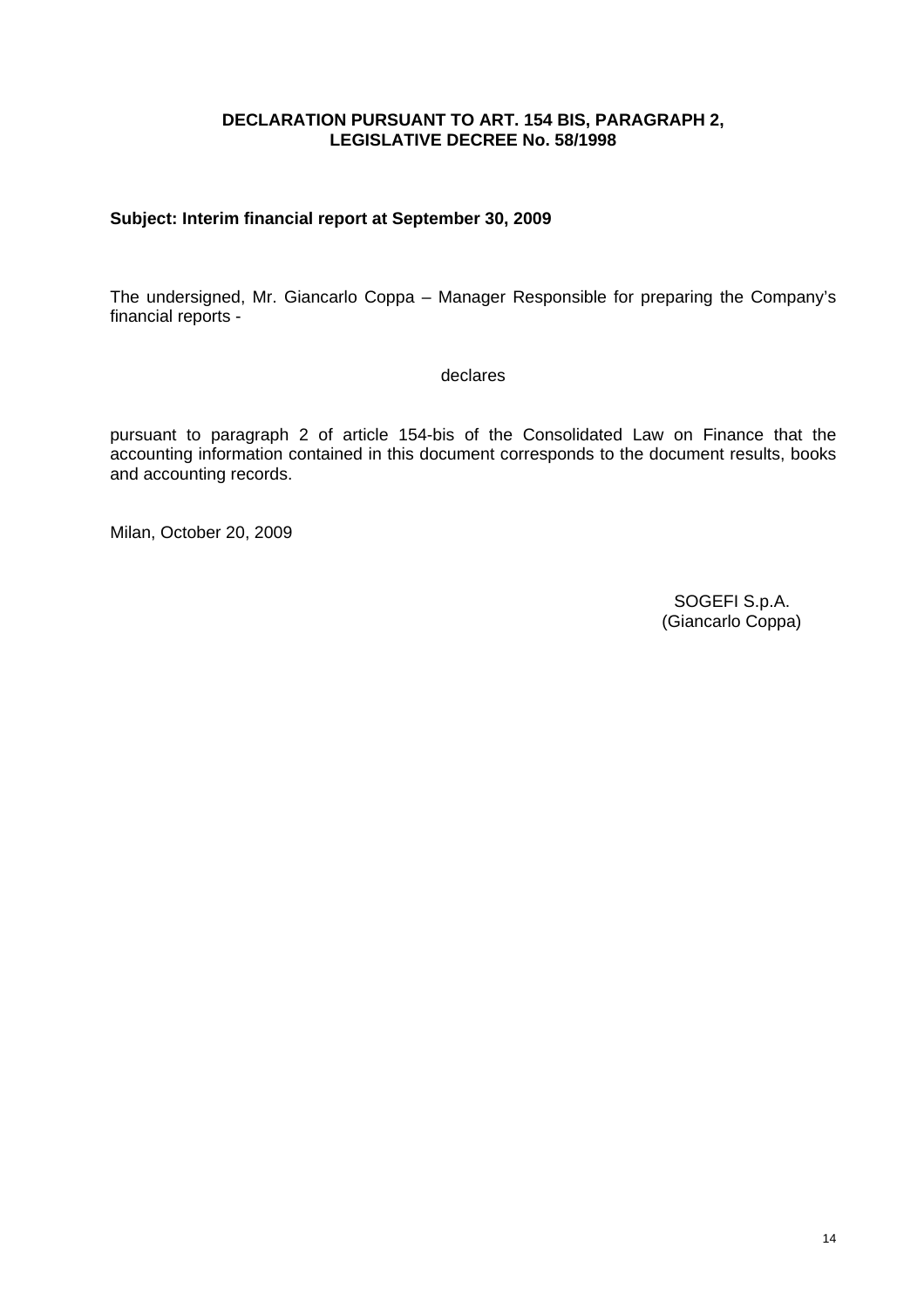**DECLARATION PURSUANT TO ART. 154 BIS, PARAGRAPH 2, LEGISLATIVE DECREE No. 58/1998**

**Subject: Interim financial report at September 30, 2009**

The undersigned, Mr. Giancarlo Coppa – Manager Responsible for preparing the Company's financial reports -

declares

pursuant to paragraph 2 of article 154-bis of the Consolidated Law on Finance that the accounting information contained in this document corresponds to the document results, books and accounting records.

Milan, October 20, 2009

SOGEFI S.p.A.
(Giancarlo Coppa)